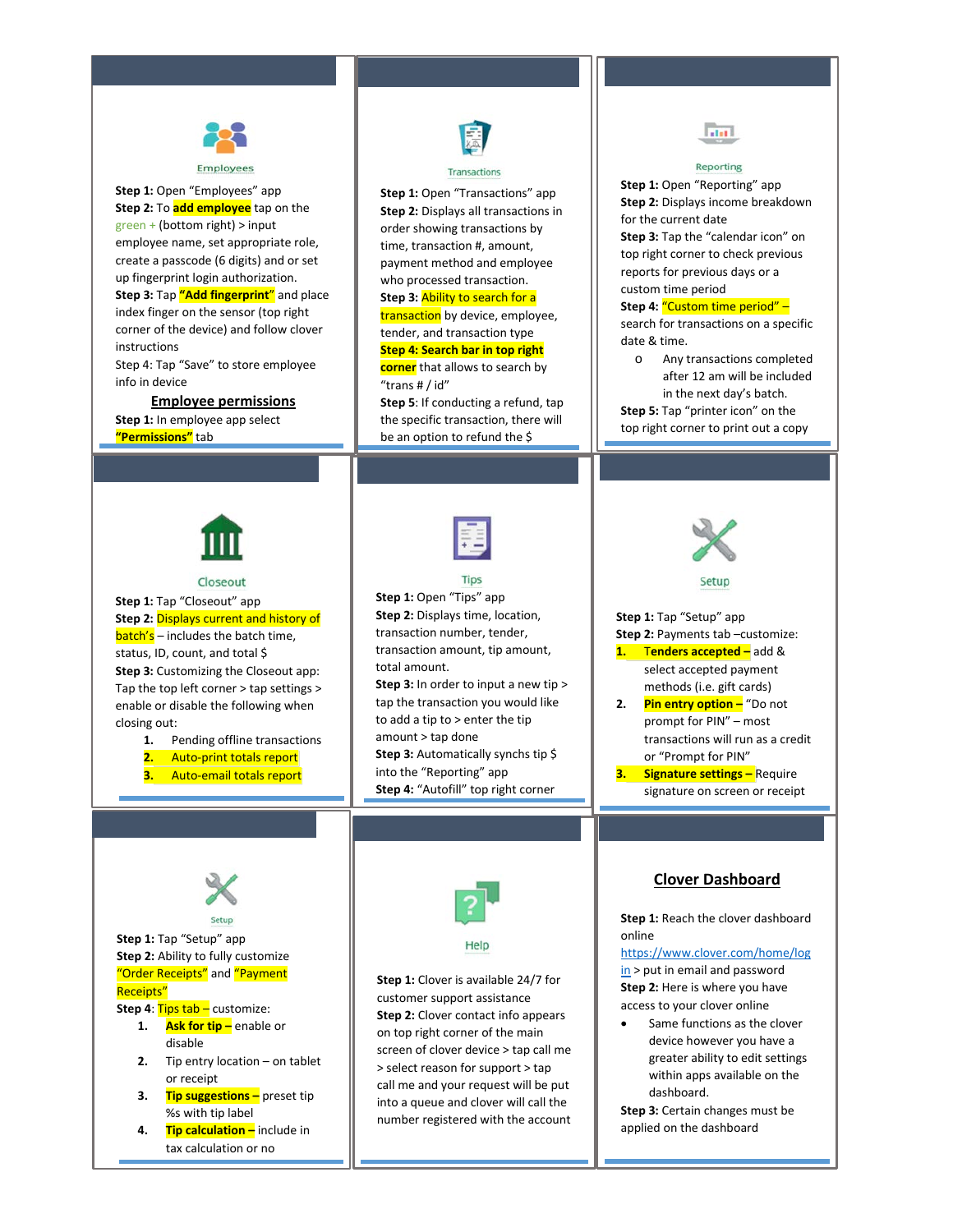## Employees

**Step 1:** Open "Employees" app
**Step 2:** To **add employee** tap on the green + (bottom right) > input employee name, set appropriate role, create a passcode (6 digits) and or set up fingerprint login authorization.
**Step 3:** Tap **"Add fingerprint"** and place index finger on the sensor (top right corner of the device) and follow clover instructions
Step 4: Tap "Save" to store employee info in device

### Employee permissions

**Step 1:** In employee app select **"Permissions"** tab

## Transactions

**Step 1:** Open "Transactions" app
**Step 2:** Displays all transactions in order showing transactions by time, transaction #, amount, payment method and employee who processed transaction.
**Step 3:** Ability to search for a transaction by device, employee, tender, and transaction type
**Step 4: Search bar in top right corner** that allows to search by "trans # / id"
**Step 5:** If conducting a refund, tap the specific transaction, there will be an option to refund the $

## Reporting

**Step 1:** Open "Reporting" app
**Step 2:** Displays income breakdown for the current date
**Step 3:** Tap the "calendar icon" on top right corner to check previous reports for previous days or a custom time period
**Step 4:** "Custom time period" – search for transactions on a specific date & time.

- Any transactions completed after 12 am will be included in the next day's batch.

**Step 5:** Tap "printer icon" on the top right corner to print out a copy

## Closeout

**Step 1:** Tap "Closeout" app
**Step 2:** Displays current and history of batch's – includes the batch time, status, ID, count, and total $
**Step 3:** Customizing the Closeout app: Tap the top left corner > tap settings > enable or disable the following when closing out:

1. Pending offline transactions
2. Auto-print totals report
3. Auto-email totals report

## Tips

**Step 1:** Open "Tips" app
**Step 2:** Displays time, location, transaction number, tender, transaction amount, tip amount, total amount.
**Step 3:** In order to input a new tip > tap the transaction you would like to add a tip to > enter the tip amount > tap done
**Step 3:** Automatically synchs tip $ into the "Reporting" app
**Step 4:** "Autofill" top right corner

## Setup

**Step 1:** Tap "Setup" app
**Step 2:** Payments tab –customize:

1. **Tenders accepted –** add & select accepted payment methods (i.e. gift cards)
2. **Pin entry option –** "Do not prompt for PIN" – most transactions will run as a credit or "Prompt for PIN"
3. **Signature settings –** Require signature on screen or receipt

## Setup

**Step 1:** Tap "Setup" app
**Step 2:** Ability to fully customize "Order Receipts" and "Payment Receipts"
**Step 4:** Tips tab – customize:

1. **Ask for tip –** enable or disable
2. Tip entry location – on tablet or receipt
3. **Tip suggestions –** preset tip %s with tip label
4. **Tip calculation –** include in tax calculation or no

## Help

**Step 1:** Clover is available 24/7 for customer support assistance
**Step 2:** Clover contact info appears on top right corner of the main screen of clover device > tap call me > select reason for support > tap call me and your request will be put into a queue and clover will call the number registered with the account

## Clover Dashboard

**Step 1:** Reach the clover dashboard online https://www.clover.com/home/login > put in email and password
**Step 2:** Here is where you have access to your clover online

- Same functions as the clover device however you have a greater ability to edit settings within apps available on the dashboard.

**Step 3:** Certain changes must be applied on the dashboard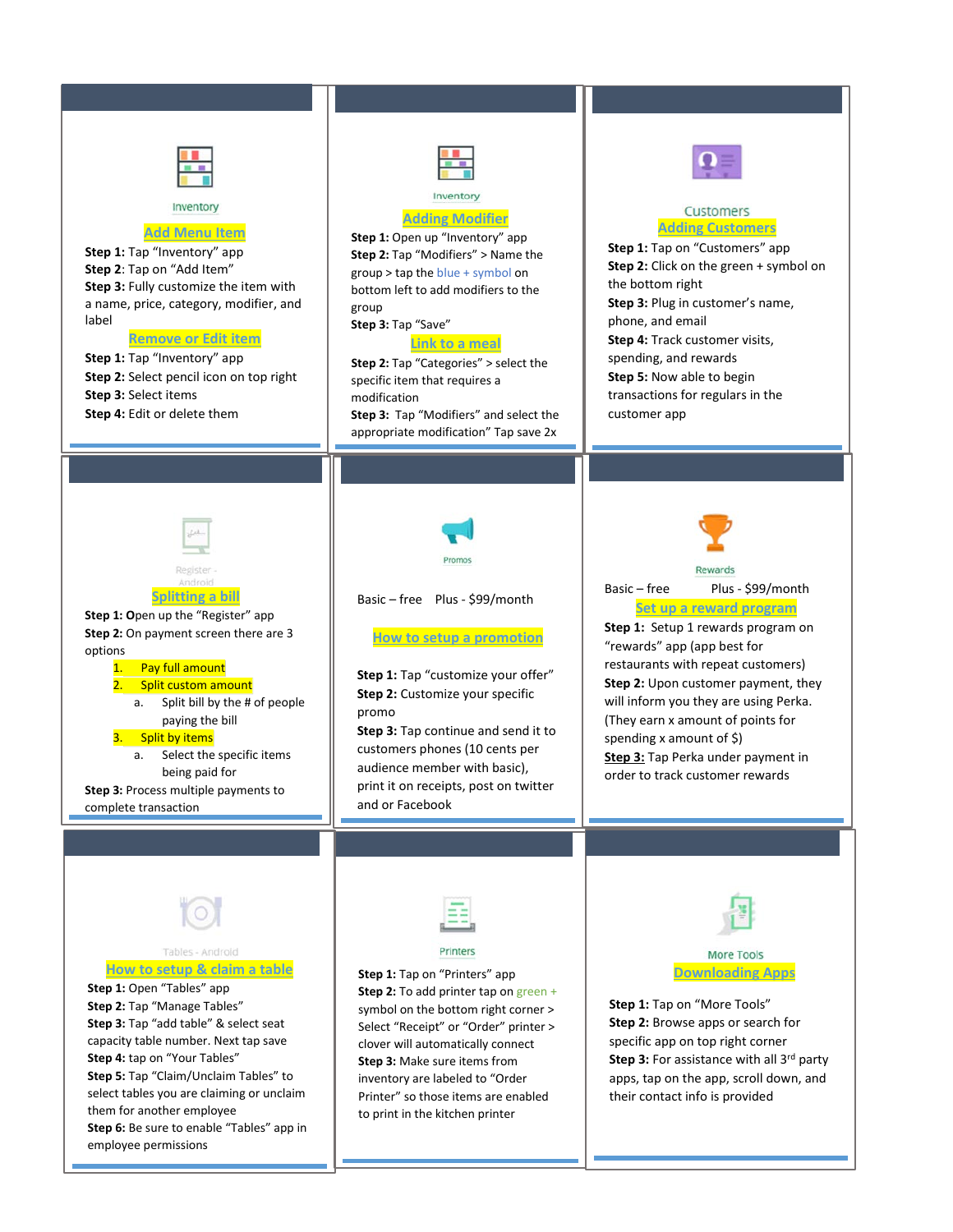Inventory

## Add Menu Item

**Step 1:** Tap “Inventory” app
**Step 2**: Tap on “Add Item”
**Step 3:** Fully customize the item with a name, price, category, modifier, and label

## Remove or Edit item

**Step 1:** Tap “Inventory” app
**Step 2:** Select pencil icon on top right
**Step 3:** Select items
**Step 4:** Edit or delete them

Inventory

## Adding Modifier

**Step 1:** Open up “Inventory” app
**Step 2:** Tap “Modifiers” > Name the group > tap the blue + symbol on bottom left to add modifiers to the group
**Step 3:** Tap “Save”

## Link to a meal

**Step 2:** Tap “Categories” > select the specific item that requires a modification
**Step 3:** Tap “Modifiers” and select the appropriate modification” Tap save 2x

Customers

## Adding Customers

**Step 1:** Tap on “Customers” app
**Step 2:** Click on the green + symbol on the bottom right
**Step 3:** Plug in customer’s name, phone, and email
**Step 4:** Track customer visits, spending, and rewards
**Step 5:** Now able to begin transactions for regulars in the customer app

Register - Android

## Splitting a bill

**Step 1:** Open up the “Register” app
**Step 2:** On payment screen there are 3 options

1. Pay full amount
2. Split custom amount
   a. Split bill by the # of people paying the bill
3. Split by items
   a. Select the specific items being paid for

**Step 3:** Process multiple payments to complete transaction

Promos

Basic – free Plus - $99/month

## How to setup a promotion

**Step 1:** Tap “customize your offer”
**Step 2:** Customize your specific promo
**Step 3:** Tap continue and send it to customers phones (10 cents per audience member with basic), print it on receipts, post on twitter and or Facebook

Rewards

Basic – free Plus - $99/month

## Set up a reward program

**Step 1:** Setup 1 rewards program on “rewards” app (app best for restaurants with repeat customers)
**Step 2:** Upon customer payment, they will inform you they are using Perka. (They earn x amount of points for spending x amount of $)
**Step 3:** Tap Perka under payment in order to track customer rewards

Tables - Android

## How to setup & claim a table

**Step 1:** Open “Tables” app
**Step 2:** Tap “Manage Tables”
**Step 3:** Tap “add table” & select seat capacity table number. Next tap save
**Step 4:** tap on “Your Tables”
**Step 5:** Tap “Claim/Unclaim Tables” to select tables you are claiming or unclaim them for another employee
**Step 6:** Be sure to enable “Tables” app in employee permissions

Printers

**Step 1:** Tap on “Printers” app
**Step 2:** To add printer tap on green + symbol on the bottom right corner > Select “Receipt” or “Order” printer > clover will automatically connect
**Step 3:** Make sure items from inventory are labeled to “Order Printer” so those items are enabled to print in the kitchen printer

More Tools

## Downloading Apps

**Step 1:** Tap on “More Tools”
**Step 2:** Browse apps or search for specific app on top right corner
**Step 3:** For assistance with all 3rd party apps, tap on the app, scroll down, and their contact info is provided